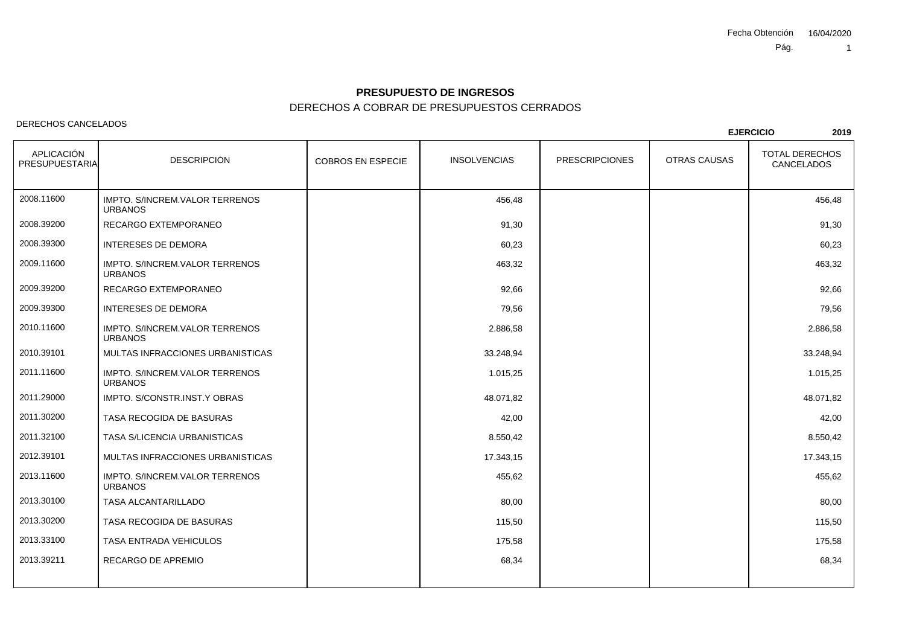Fecha Obtención 16/04/2020

# PRESUPUESTO DE INGRESOS

## DERECHOS A COBRAR DE PRESUPUESTOS CERRADOS

DERECHOS CANCELADOS

**EJERCICIO 2019**

| APLICACIÓN PRESUPUESTARIA | DESCRIPCIÓN | COBROS EN ESPECIE | INSOLVENCIAS | PRESCRIPCIONES | OTRAS CAUSAS | TOTAL DERECHOS CANCELADOS |
|---|---|---|---|---|---|---|
| 2008.11600 | IMPTO. S/INCREM.VALOR TERRENOS URBANOS | | 456,48 | | | 456,48 |
| 2008.39200 | RECARGO EXTEMPORANEO | | 91,30 | | | 91,30 |
| 2008.39300 | INTERESES DE DEMORA | | 60,23 | | | 60,23 |
| 2009.11600 | IMPTO. S/INCREM.VALOR TERRENOS URBANOS | | 463,32 | | | 463,32 |
| 2009.39200 | RECARGO EXTEMPORANEO | | 92,66 | | | 92,66 |
| 2009.39300 | INTERESES DE DEMORA | | 79,56 | | | 79,56 |
| 2010.11600 | IMPTO. S/INCREM.VALOR TERRENOS URBANOS | | 2.886,58 | | | 2.886,58 |
| 2010.39101 | MULTAS INFRACCIONES URBANISTICAS | | 33.248,94 | | | 33.248,94 |
| 2011.11600 | IMPTO. S/INCREM.VALOR TERRENOS URBANOS | | 1.015,25 | | | 1.015,25 |
| 2011.29000 | IMPTO. S/CONSTR.INST.Y OBRAS | | 48.071,82 | | | 48.071,82 |
| 2011.30200 | TASA RECOGIDA DE BASURAS | | 42,00 | | | 42,00 |
| 2011.32100 | TASA S/LICENCIA URBANISTICAS | | 8.550,42 | | | 8.550,42 |
| 2012.39101 | MULTAS INFRACCIONES URBANISTICAS | | 17.343,15 | | | 17.343,15 |
| 2013.11600 | IMPTO. S/INCREM.VALOR TERRENOS URBANOS | | 455,62 | | | 455,62 |
| 2013.30100 | TASA ALCANTARILLADO | | 80,00 | | | 80,00 |
| 2013.30200 | TASA RECOGIDA DE BASURAS | | 115,50 | | | 115,50 |
| 2013.33100 | TASA ENTRADA VEHICULOS | | 175,58 | | | 175,58 |
| 2013.39211 | RECARGO DE APREMIO | | 68,34 | | | 68,34 |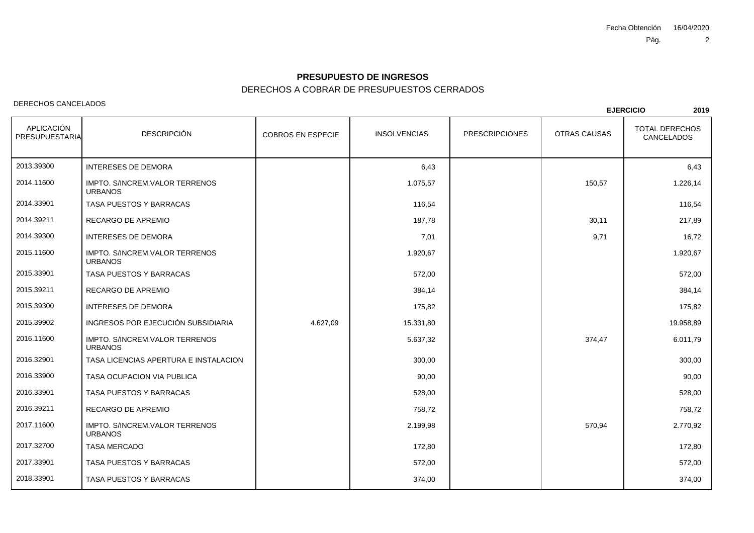# PRESUPUESTO DE INGRESOS

## DERECHOS A COBRAR DE PRESUPUESTOS CERRADOS

DERECHOS CANCELADOS

**EJERCICIO 2019**

| APLICACIÓN PRESUPUESTARIA | DESCRIPCIÓN | COBROS EN ESPECIE | INSOLVENCIAS | PRESCRIPCIONES | OTRAS CAUSAS | TOTAL DERECHOS CANCELADOS |
|---|---|---|---|---|---|---|
| 2013.39300 | INTERESES DE DEMORA | | 6,43 | | | 6,43 |
| 2014.11600 | IMPTO. S/INCREM.VALOR TERRENOS URBANOS | | 1.075,57 | | 150,57 | 1.226,14 |
| 2014.33901 | TASA PUESTOS Y BARRACAS | | 116,54 | | | 116,54 |
| 2014.39211 | RECARGO DE APREMIO | | 187,78 | | 30,11 | 217,89 |
| 2014.39300 | INTERESES DE DEMORA | | 7,01 | | 9,71 | 16,72 |
| 2015.11600 | IMPTO. S/INCREM.VALOR TERRENOS URBANOS | | 1.920,67 | | | 1.920,67 |
| 2015.33901 | TASA PUESTOS Y BARRACAS | | 572,00 | | | 572,00 |
| 2015.39211 | RECARGO DE APREMIO | | 384,14 | | | 384,14 |
| 2015.39300 | INTERESES DE DEMORA | | 175,82 | | | 175,82 |
| 2015.39902 | INGRESOS POR EJECUCIÓN SUBSIDIARIA | 4.627,09 | 15.331,80 | | | 19.958,89 |
| 2016.11600 | IMPTO. S/INCREM.VALOR TERRENOS URBANOS | | 5.637,32 | | 374,47 | 6.011,79 |
| 2016.32901 | TASA LICENCIAS APERTURA E INSTALACION | | 300,00 | | | 300,00 |
| 2016.33900 | TASA OCUPACION VIA PUBLICA | | 90,00 | | | 90,00 |
| 2016.33901 | TASA PUESTOS Y BARRACAS | | 528,00 | | | 528,00 |
| 2016.39211 | RECARGO DE APREMIO | | 758,72 | | | 758,72 |
| 2017.11600 | IMPTO. S/INCREM.VALOR TERRENOS URBANOS | | 2.199,98 | | 570,94 | 2.770,92 |
| 2017.32700 | TASA MERCADO | | 172,80 | | | 172,80 |
| 2017.33901 | TASA PUESTOS Y BARRACAS | | 572,00 | | | 572,00 |
| 2018.33901 | TASA PUESTOS Y BARRACAS | | 374,00 | | | 374,00 |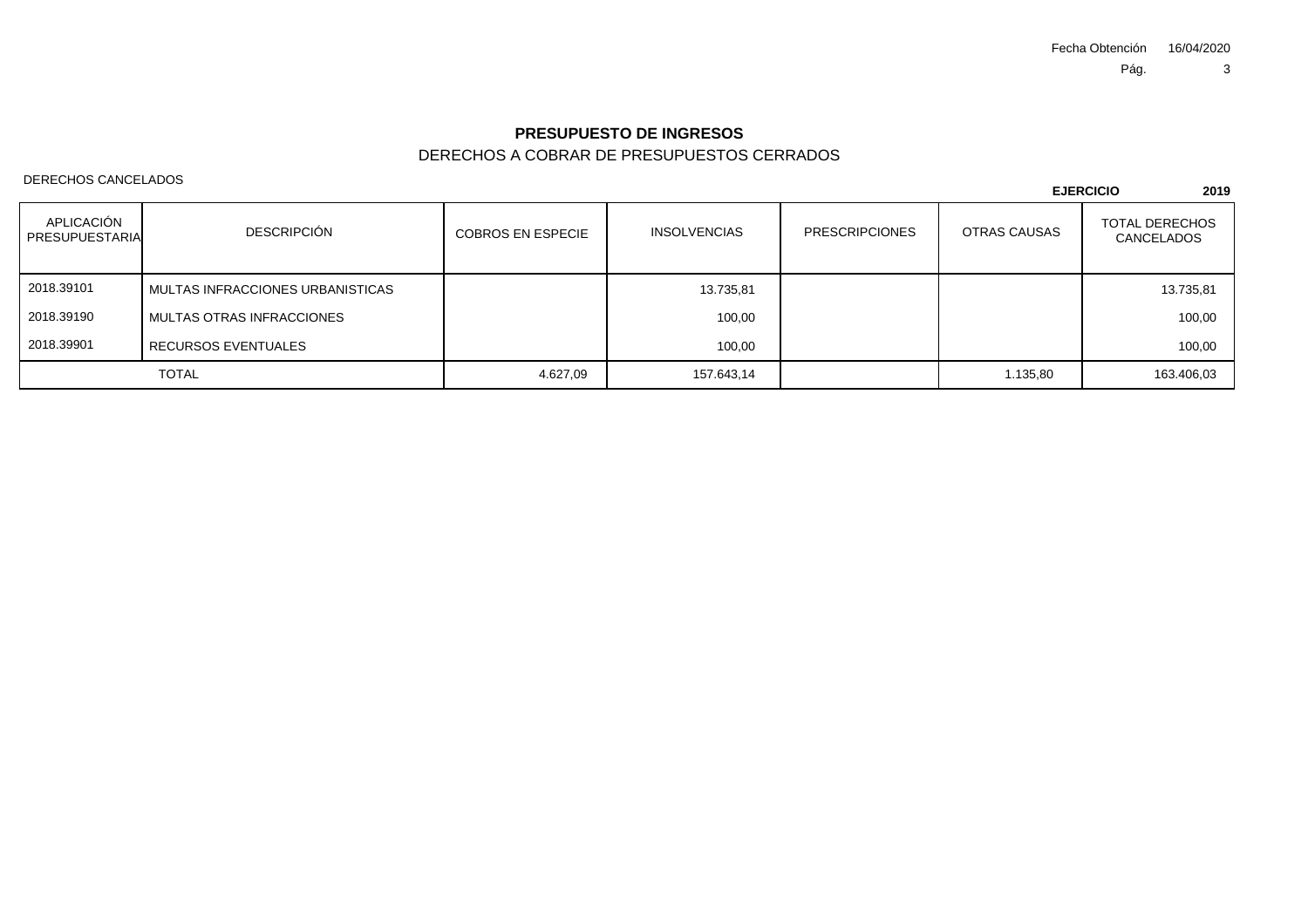Fecha Obtención 16/04/2020

# PRESUPUESTO DE INGRESOS

## DERECHOS A COBRAR DE PRESUPUESTOS CERRADOS

DERECHOS CANCELADOS

**EJERCICIO 2019**

| APLICACIÓN PRESUPUESTARIA | DESCRIPCIÓN | COBROS EN ESPECIE | INSOLVENCIAS | PRESCRIPCIONES | OTRAS CAUSAS | TOTAL DERECHOS CANCELADOS |
|---|---|---|---|---|---|---|
| 2018.39101 | MULTAS INFRACCIONES URBANISTICAS | | 13.735,81 | | | 13.735,81 |
| 2018.39190 | MULTAS OTRAS INFRACCIONES | | 100,00 | | | 100,00 |
| 2018.39901 | RECURSOS EVENTUALES | | 100,00 | | | 100,00 |
| TOTAL | | 4.627,09 | 157.643,14 | | 1.135,80 | 163.406,03 |